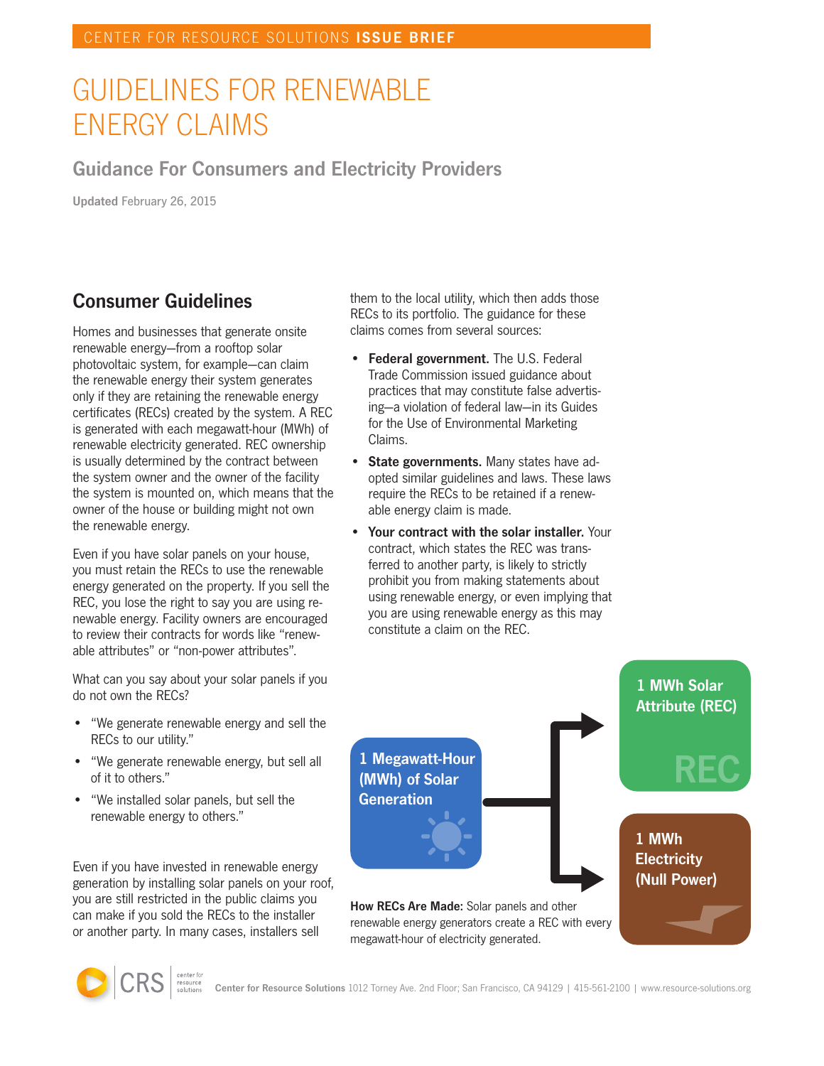CENTER FOR RESOURCE SOLUTIONS **ISSUE BRIEF**

# GUIDELINES FOR RENEWABLE ENERGY CLAIMS

## Guidance For Consumers and Electricity Providers

**Updated** February 26, 2015

## Consumer Guidelines

Homes and businesses that generate onsite renewable energy—from a rooftop solar photovoltaic system, for example—can claim the renewable energy their system generates only if they are retaining the renewable energy certificates (RECs) created by the system. A REC is generated with each megawatt-hour (MWh) of renewable electricity generated. REC ownership is usually determined by the contract between the system owner and the owner of the facility the system is mounted on, which means that the owner of the house or building might not own the renewable energy.

Even if you have solar panels on your house, you must retain the RECs to use the renewable energy generated on the property. If you sell the REC, you lose the right to say you are using renewable energy. Facility owners are encouraged to review their contracts for words like "renewable attributes" or "non-power attributes".

What can you say about your solar panels if you do not own the RECs?

- "We generate renewable energy and sell the RECs to our utility."
- "We generate renewable energy, but sell all of it to others."
- "We installed solar panels, but sell the renewable energy to others."

Even if you have invested in renewable energy generation by installing solar panels on your roof, you are still restricted in the public claims you can make if you sold the RECs to the installer or another party. In many cases, installers sell them to the local utility, which then adds those RECs to its portfolio. The guidance for these claims comes from several sources:

- **Federal government.** The U.S. Federal Trade Commission issued guidance about practices that may constitute false advertising—a violation of federal law—in its Guides for the Use of Environmental Marketing Claims.
- **State governments.** Many states have adopted similar guidelines and laws. These laws require the RECs to be retained if a renewable energy claim is made.
- **Your contract with the solar installer.** Your contract, which states the REC was transferred to another party, is likely to strictly prohibit you from making statements about using renewable energy, or even implying that you are using renewable energy as this may constitute a claim on the REC.

1 Megawatt-Hour (MWh) of Solar Generation → 1 MWh Solar Attribute (REC) / 1 MWh Electricity (Null Power)

**How RECs Are Made:** Solar panels and other renewable energy generators create a REC with every megawatt-hour of electricity generated.

**Center for Resource Solutions** 1012 Torney Ave. 2nd Floor; San Francisco, CA 94129 | 415-561-2100 | www.resource-solutions.org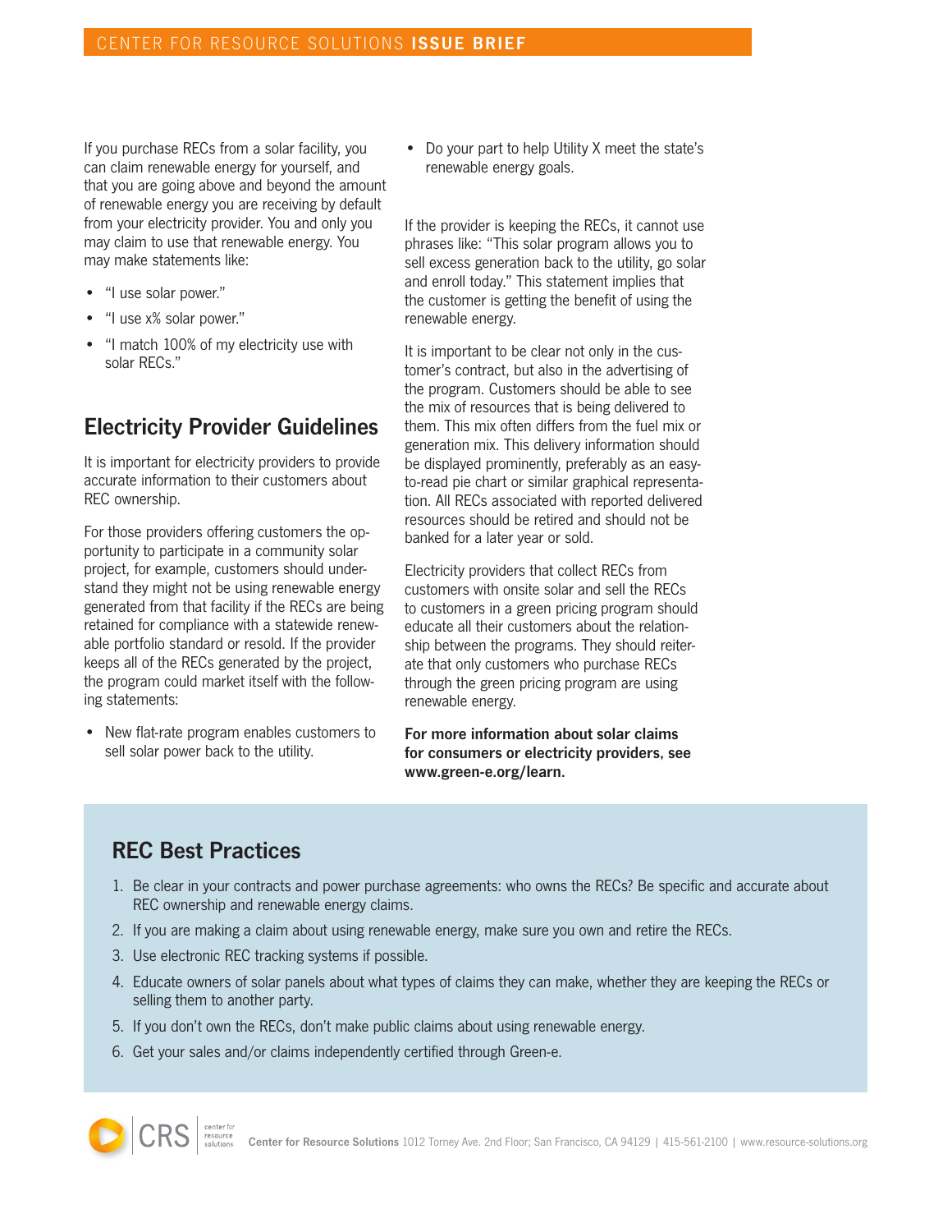If you purchase RECs from a solar facility, you can claim renewable energy for yourself, and that you are going above and beyond the amount of renewable energy you are receiving by default from your electricity provider. You and only you may claim to use that renewable energy. You may make statements like:

- "I use solar power."
- "I use x% solar power."
- "I match 100% of my electricity use with solar RECs."

## Electricity Provider Guidelines

It is important for electricity providers to provide accurate information to their customers about REC ownership.

For those providers offering customers the opportunity to participate in a community solar project, for example, customers should understand they might not be using renewable energy generated from that facility if the RECs are being retained for compliance with a statewide renewable portfolio standard or resold. If the provider keeps all of the RECs generated by the project, the program could market itself with the following statements:

- New flat-rate program enables customers to sell solar power back to the utility.
- Do your part to help Utility X meet the state's renewable energy goals.

If the provider is keeping the RECs, it cannot use phrases like: "This solar program allows you to sell excess generation back to the utility, go solar and enroll today." This statement implies that the customer is getting the benefit of using the renewable energy.

It is important to be clear not only in the customer's contract, but also in the advertising of the program. Customers should be able to see the mix of resources that is being delivered to them. This mix often differs from the fuel mix or generation mix. This delivery information should be displayed prominently, preferably as an easy-to-read pie chart or similar graphical representation. All RECs associated with reported delivered resources should be retired and should not be banked for a later year or sold.

Electricity providers that collect RECs from customers with onsite solar and sell the RECs to customers in a green pricing program should educate all their customers about the relationship between the programs. They should reiterate that only customers who purchase RECs through the green pricing program are using renewable energy.

**For more information about solar claims for consumers or electricity providers, see www.green-e.org/learn.**

## REC Best Practices

1. Be clear in your contracts and power purchase agreements: who owns the RECs? Be specific and accurate about REC ownership and renewable energy claims.
2. If you are making a claim about using renewable energy, make sure you own and retire the RECs.
3. Use electronic REC tracking systems if possible.
4. Educate owners of solar panels about what types of claims they can make, whether they are keeping the RECs or selling them to another party.
5. If you don't own the RECs, don't make public claims about using renewable energy.
6. Get your sales and/or claims independently certified through Green-e.